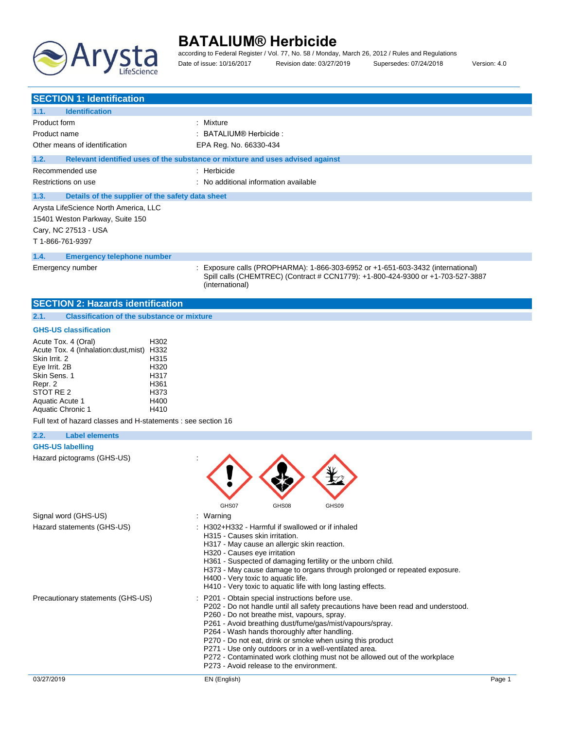# BATALIUM® Herbicide

according to Federal Register / Vol. 77, No. 58 / Monday, March 26, 2012 / Rules and Regulations

Date of issue: 10/16/2017 Revision date: 03/27/2019 Supersedes: 07/24/2018 Version: 4.0

## SECTION 1: Identification

### 1.1. Identification

| | |
|---|---|
| Product form | : Mixture |
| Product name | : BATALIUM® Herbicide : |
| Other means of identification | EPA Reg. No. 66330-434 |

### 1.2. Relevant identified uses of the substance or mixture and uses advised against

| | |
|---|---|
| Recommended use | : Herbicide |
| Restrictions on use | : No additional information available |

### 1.3. Details of the supplier of the safety data sheet

Arysta LifeScience North America, LLC
15401 Weston Parkway, Suite 150
Cary, NC 27513 - USA
T 1-866-761-9397

### 1.4. Emergency telephone number

| | |
|---|---|
| Emergency number | : Exposure calls (PROPHARMA): 1-866-303-6952 or +1-651-603-3432 (international) Spill calls (CHEMTREC) (Contract # CCN1779): +1-800-424-9300 or +1-703-527-3887 (international) |

## SECTION 2: Hazards identification

### 2.1. Classification of the substance or mixture

**GHS-US classification**

| | |
|---|---|
| Acute Tox. 4 (Oral) | H302 |
| Acute Tox. 4 (Inhalation:dust,mist) | H332 |
| Skin Irrit. 2 | H315 |
| Eye Irrit. 2B | H320 |
| Skin Sens. 1 | H317 |
| Repr. 2 | H361 |
| STOT RE 2 | H373 |
| Aquatic Acute 1 | H400 |
| Aquatic Chronic 1 | H410 |

Full text of hazard classes and H-statements : see section 16

### 2.2. Label elements

**GHS-US labelling**

Hazard pictograms (GHS-US) :

GHS07 GHS08 GHS09

Signal word (GHS-US) : Warning

Hazard statements (GHS-US) :
- H302+H332 - Harmful if swallowed or if inhaled
- H315 - Causes skin irritation.
- H317 - May cause an allergic skin reaction.
- H320 - Causes eye irritation
- H361 - Suspected of damaging fertility or the unborn child.
- H373 - May cause damage to organs through prolonged or repeated exposure.
- H400 - Very toxic to aquatic life.
- H410 - Very toxic to aquatic life with long lasting effects.

Precautionary statements (GHS-US) :
- P201 - Obtain special instructions before use.
- P202 - Do not handle until all safety precautions have been read and understood.
- P260 - Do not breathe mist, vapours, spray.
- P261 - Avoid breathing dust/fume/gas/mist/vapours/spray.
- P264 - Wash hands thoroughly after handling.
- P270 - Do not eat, drink or smoke when using this product
- P271 - Use only outdoors or in a well-ventilated area.
- P272 - Contaminated work clothing must not be allowed out of the workplace
- P273 - Avoid release to the environment.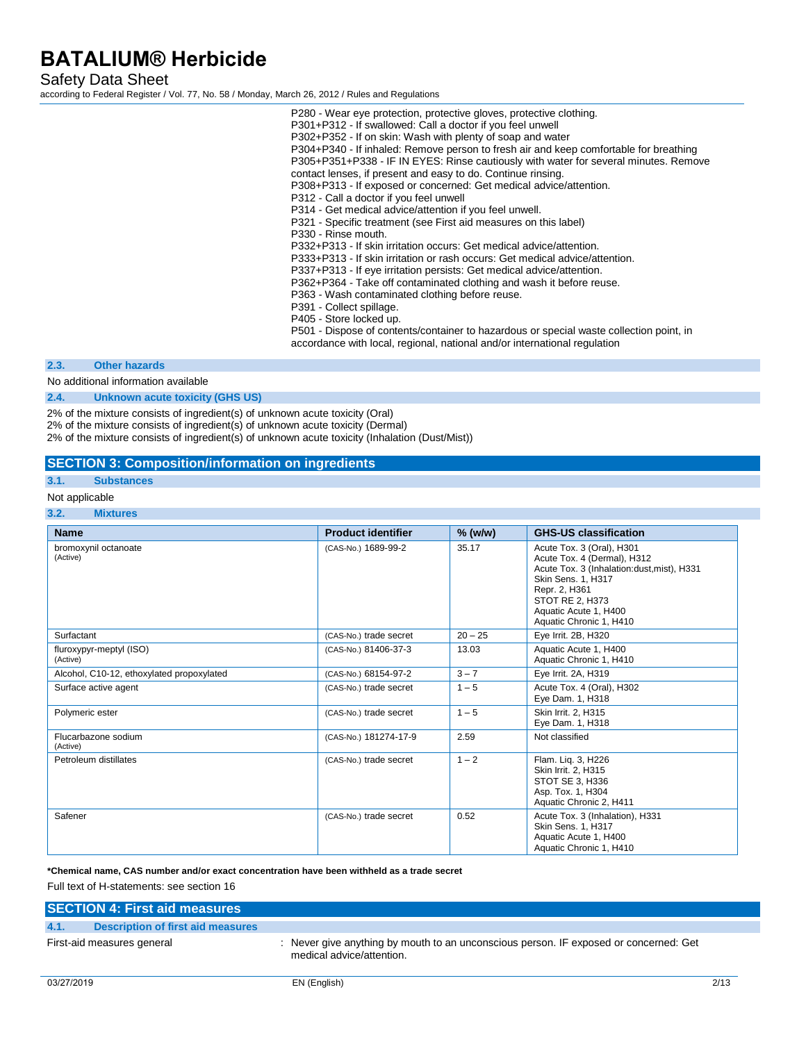P280 - Wear eye protection, protective gloves, protective clothing.
P301+P312 - If swallowed: Call a doctor if you feel unwell
P302+P352 - If on skin: Wash with plenty of soap and water
P304+P340 - If inhaled: Remove person to fresh air and keep comfortable for breathing
P305+P351+P338 - IF IN EYES: Rinse cautiously with water for several minutes. Remove contact lenses, if present and easy to do. Continue rinsing.
P308+P313 - If exposed or concerned: Get medical advice/attention.
P312 - Call a doctor if you feel unwell
P314 - Get medical advice/attention if you feel unwell.
P321 - Specific treatment (see First aid measures on this label)
P330 - Rinse mouth.
P332+P313 - If skin irritation occurs: Get medical advice/attention.
P333+P313 - If skin irritation or rash occurs: Get medical advice/attention.
P337+P313 - If eye irritation persists: Get medical advice/attention.
P362+P364 - Take off contaminated clothing and wash it before reuse.
P363 - Wash contaminated clothing before reuse.
P391 - Collect spillage.
P405 - Store locked up.
P501 - Dispose of contents/container to hazardous or special waste collection point, in accordance with local, regional, national and/or international regulation

### 2.3. Other hazards

No additional information available

### 2.4. Unknown acute toxicity (GHS US)

2% of the mixture consists of ingredient(s) of unknown acute toxicity (Oral)
2% of the mixture consists of ingredient(s) of unknown acute toxicity (Dermal)
2% of the mixture consists of ingredient(s) of unknown acute toxicity (Inhalation (Dust/Mist))

## SECTION 3: Composition/information on ingredients

### 3.1. Substances

Not applicable

### 3.2. Mixtures

| Name | Product identifier | % (w/w) | GHS-US classification |
|---|---|---|---|
| bromoxynil octanoate (Active) | (CAS-No.) 1689-99-2 | 35.17 | Acute Tox. 3 (Oral), H301<br>Acute Tox. 4 (Dermal), H312<br>Acute Tox. 3 (Inhalation:dust,mist), H331<br>Skin Sens. 1, H317<br>Repr. 2, H361<br>STOT RE 2, H373<br>Aquatic Acute 1, H400<br>Aquatic Chronic 1, H410 |
| Surfactant | (CAS-No.) trade secret | 20 – 25 | Eye Irrit. 2B, H320 |
| fluroxypyr-meptyl (ISO) (Active) | (CAS-No.) 81406-37-3 | 13.03 | Aquatic Acute 1, H400<br>Aquatic Chronic 1, H410 |
| Alcohol, C10-12, ethoxylated propoxylated | (CAS-No.) 68154-97-2 | 3 – 7 | Eye Irrit. 2A, H319 |
| Surface active agent | (CAS-No.) trade secret | 1 – 5 | Acute Tox. 4 (Oral), H302<br>Eye Dam. 1, H318 |
| Polymeric ester | (CAS-No.) trade secret | 1 – 5 | Skin Irrit. 2, H315<br>Eye Dam. 1, H318 |
| Flucarbazone sodium (Active) | (CAS-No.) 181274-17-9 | 2.59 | Not classified |
| Petroleum distillates | (CAS-No.) trade secret | 1 – 2 | Flam. Liq. 3, H226<br>Skin Irrit. 2, H315<br>STOT SE 3, H336<br>Asp. Tox. 1, H304<br>Aquatic Chronic 2, H411 |
| Safener | (CAS-No.) trade secret | 0.52 | Acute Tox. 3 (Inhalation), H331<br>Skin Sens. 1, H317<br>Aquatic Acute 1, H400<br>Aquatic Chronic 1, H410 |

**\*Chemical name, CAS number and/or exact concentration have been withheld as a trade secret**

Full text of H-statements: see section 16

## SECTION 4: First aid measures

### 4.1. Description of first aid measures

First-aid measures general : Never give anything by mouth to an unconscious person. IF exposed or concerned: Get medical advice/attention.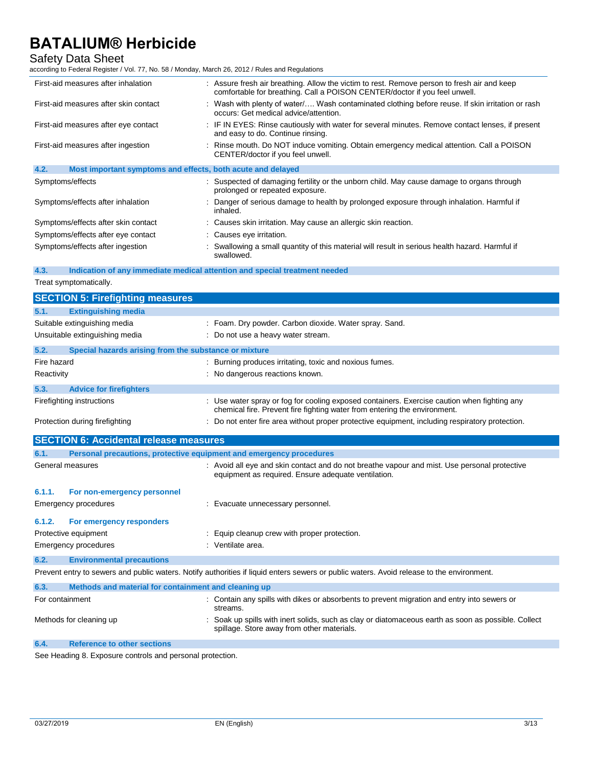| | |
|---|---|
| First-aid measures after inhalation | : Assure fresh air breathing. Allow the victim to rest. Remove person to fresh air and keep comfortable for breathing. Call a POISON CENTER/doctor if you feel unwell. |
| First-aid measures after skin contact | : Wash with plenty of water/…. Wash contaminated clothing before reuse. If skin irritation or rash occurs: Get medical advice/attention. |
| First-aid measures after eye contact | : IF IN EYES: Rinse cautiously with water for several minutes. Remove contact lenses, if present and easy to do. Continue rinsing. |
| First-aid measures after ingestion | : Rinse mouth. Do NOT induce vomiting. Obtain emergency medical attention. Call a POISON CENTER/doctor if you feel unwell. |

### 4.2. Most important symptoms and effects, both acute and delayed

| | |
|---|---|
| Symptoms/effects | : Suspected of damaging fertility or the unborn child. May cause damage to organs through prolonged or repeated exposure. |
| Symptoms/effects after inhalation | : Danger of serious damage to health by prolonged exposure through inhalation. Harmful if inhaled. |
| Symptoms/effects after skin contact | : Causes skin irritation. May cause an allergic skin reaction. |
| Symptoms/effects after eye contact | : Causes eye irritation. |
| Symptoms/effects after ingestion | : Swallowing a small quantity of this material will result in serious health hazard. Harmful if swallowed. |

### 4.3. Indication of any immediate medical attention and special treatment needed

Treat symptomatically.

## SECTION 5: Firefighting measures

### 5.1. Extinguishing media

| | |
|---|---|
| Suitable extinguishing media | : Foam. Dry powder. Carbon dioxide. Water spray. Sand. |
| Unsuitable extinguishing media | : Do not use a heavy water stream. |

### 5.2. Special hazards arising from the substance or mixture

| | |
|---|---|
| Fire hazard | : Burning produces irritating, toxic and noxious fumes. |
| Reactivity | : No dangerous reactions known. |

### 5.3. Advice for firefighters

| | |
|---|---|
| Firefighting instructions | : Use water spray or fog for cooling exposed containers. Exercise caution when fighting any chemical fire. Prevent fire fighting water from entering the environment. |
| Protection during firefighting | : Do not enter fire area without proper protective equipment, including respiratory protection. |

## SECTION 6: Accidental release measures

### 6.1. Personal precautions, protective equipment and emergency procedures

| | |
|---|---|
| General measures | : Avoid all eye and skin contact and do not breathe vapour and mist. Use personal protective equipment as required. Ensure adequate ventilation. |

#### 6.1.1. For non-emergency personnel

| | |
|---|---|
| Emergency procedures | : Evacuate unnecessary personnel. |

#### 6.1.2. For emergency responders

| | |
|---|---|
| Protective equipment | : Equip cleanup crew with proper protection. |
| Emergency procedures | : Ventilate area. |

### 6.2. Environmental precautions

Prevent entry to sewers and public waters. Notify authorities if liquid enters sewers or public waters. Avoid release to the environment.

### 6.3. Methods and material for containment and cleaning up

| | |
|---|---|
| For containment | : Contain any spills with dikes or absorbents to prevent migration and entry into sewers or streams. |
| Methods for cleaning up | : Soak up spills with inert solids, such as clay or diatomaceous earth as soon as possible. Collect spillage. Store away from other materials. |

### 6.4. Reference to other sections

See Heading 8. Exposure controls and personal protection.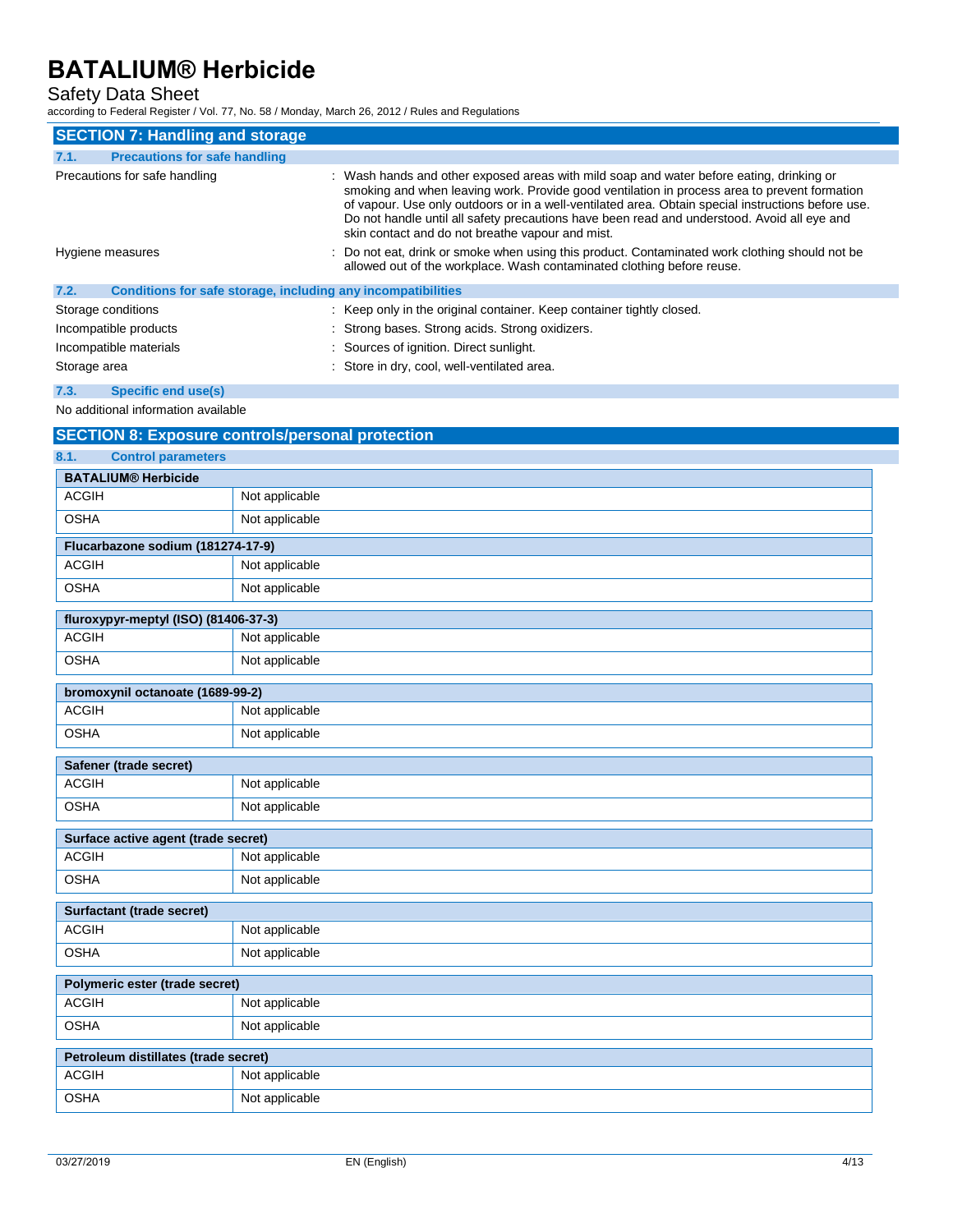## SECTION 7: Handling and storage

### 7.1. Precautions for safe handling

Precautions for safe handling : Wash hands and other exposed areas with mild soap and water before eating, drinking or smoking and when leaving work. Provide good ventilation in process area to prevent formation of vapour. Use only outdoors or in a well-ventilated area. Obtain special instructions before use. Do not handle until all safety precautions have been read and understood. Avoid all eye and skin contact and do not breathe vapour and mist.

Hygiene measures : Do not eat, drink or smoke when using this product. Contaminated work clothing should not be allowed out of the workplace. Wash contaminated clothing before reuse.

### 7.2. Conditions for safe storage, including any incompatibilities

Storage conditions : Keep only in the original container. Keep container tightly closed.

Incompatible products : Strong bases. Strong acids. Strong oxidizers.

Incompatible materials : Sources of ignition. Direct sunlight.

Storage area : Store in dry, cool, well-ventilated area.

### 7.3. Specific end use(s)

No additional information available

## SECTION 8: Exposure controls/personal protection

### 8.1. Control parameters

| BATALIUM® Herbicide | |
|---|---|
| ACGIH | Not applicable |
| OSHA | Not applicable |

| Flucarbazone sodium (181274-17-9) | |
|---|---|
| ACGIH | Not applicable |
| OSHA | Not applicable |

| fluroxypyr-meptyl (ISO) (81406-37-3) | |
|---|---|
| ACGIH | Not applicable |
| OSHA | Not applicable |

| bromoxynil octanoate (1689-99-2) | |
|---|---|
| ACGIH | Not applicable |
| OSHA | Not applicable |

| Safener (trade secret) | |
|---|---|
| ACGIH | Not applicable |
| OSHA | Not applicable |

| Surface active agent (trade secret) | |
|---|---|
| ACGIH | Not applicable |
| OSHA | Not applicable |

| Surfactant (trade secret) | |
|---|---|
| ACGIH | Not applicable |
| OSHA | Not applicable |

| Polymeric ester (trade secret) | |
|---|---|
| ACGIH | Not applicable |
| OSHA | Not applicable |

| Petroleum distillates (trade secret) | |
|---|---|
| ACGIH | Not applicable |
| OSHA | Not applicable |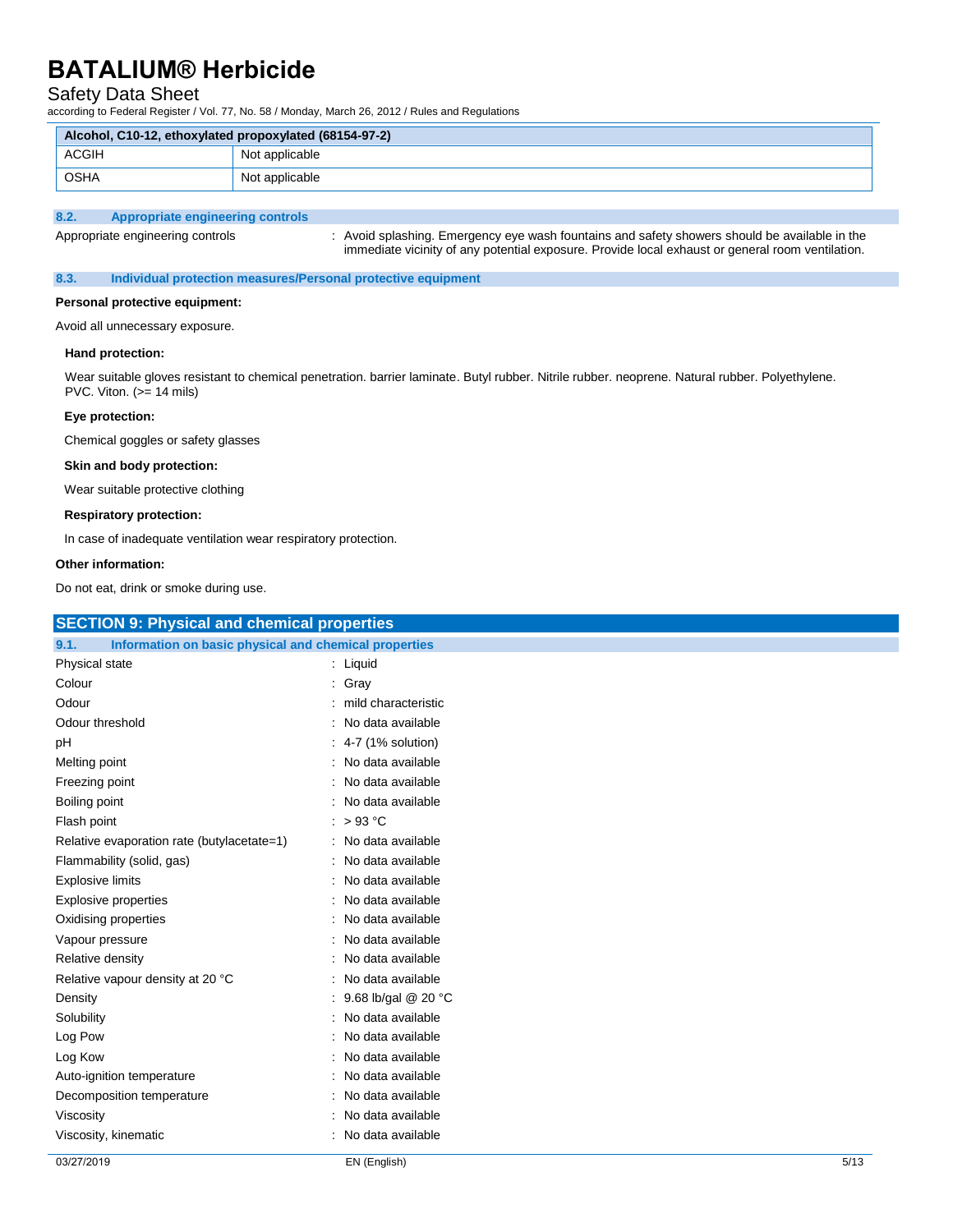| Alcohol, C10-12, ethoxylated propoxylated (68154-97-2) | |
| --- | --- |
| ACGIH | Not applicable |
| OSHA | Not applicable |

### 8.2. Appropriate engineering controls

Appropriate engineering controls : Avoid splashing. Emergency eye wash fountains and safety showers should be available in the immediate vicinity of any potential exposure. Provide local exhaust or general room ventilation.

### 8.3. Individual protection measures/Personal protective equipment

**Personal protective equipment:**

Avoid all unnecessary exposure.

**Hand protection:**

Wear suitable gloves resistant to chemical penetration. barrier laminate. Butyl rubber. Nitrile rubber. neoprene. Natural rubber. Polyethylene. PVC. Viton. (>= 14 mils)

**Eye protection:**

Chemical goggles or safety glasses

**Skin and body protection:**

Wear suitable protective clothing

**Respiratory protection:**

In case of inadequate ventilation wear respiratory protection.

**Other information:**

Do not eat, drink or smoke during use.

## SECTION 9: Physical and chemical properties

### 9.1. Information on basic physical and chemical properties

| | |
| --- | --- |
| Physical state | : Liquid |
| Colour | : Gray |
| Odour | : mild characteristic |
| Odour threshold | : No data available |
| pH | : 4-7 (1% solution) |
| Melting point | : No data available |
| Freezing point | : No data available |
| Boiling point | : No data available |
| Flash point | : > 93 °C |
| Relative evaporation rate (butylacetate=1) | : No data available |
| Flammability (solid, gas) | : No data available |
| Explosive limits | : No data available |
| Explosive properties | : No data available |
| Oxidising properties | : No data available |
| Vapour pressure | : No data available |
| Relative density | : No data available |
| Relative vapour density at 20 °C | : No data available |
| Density | : 9.68 lb/gal @ 20 °C |
| Solubility | : No data available |
| Log Pow | : No data available |
| Log Kow | : No data available |
| Auto-ignition temperature | : No data available |
| Decomposition temperature | : No data available |
| Viscosity | : No data available |
| Viscosity, kinematic | : No data available |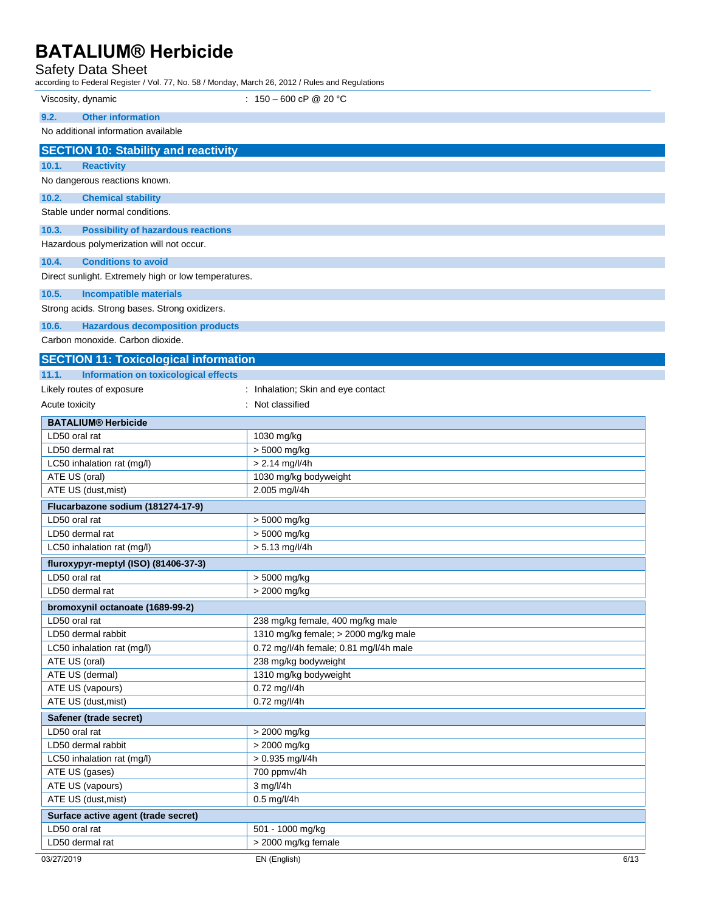Viscosity, dynamic : 150 – 600 cP @ 20 °C

### 9.2. Other information

No additional information available

## SECTION 10: Stability and reactivity

### 10.1. Reactivity

No dangerous reactions known.

### 10.2. Chemical stability

Stable under normal conditions.

### 10.3. Possibility of hazardous reactions

Hazardous polymerization will not occur.

### 10.4. Conditions to avoid

Direct sunlight. Extremely high or low temperatures.

### 10.5. Incompatible materials

Strong acids. Strong bases. Strong oxidizers.

### 10.6. Hazardous decomposition products

Carbon monoxide. Carbon dioxide.

## SECTION 11: Toxicological information

### 11.1. Information on toxicological effects

Likely routes of exposure : Inhalation; Skin and eye contact

Acute toxicity : Not classified

| **BATALIUM® Herbicide** | |
|---|---|
| LD50 oral rat | 1030 mg/kg |
| LD50 dermal rat | > 5000 mg/kg |
| LC50 inhalation rat (mg/l) | > 2.14 mg/l/4h |
| ATE US (oral) | 1030 mg/kg bodyweight |
| ATE US (dust,mist) | 2.005 mg/l/4h |

| **Flucarbazone sodium (181274-17-9)** | |
|---|---|
| LD50 oral rat | > 5000 mg/kg |
| LD50 dermal rat | > 5000 mg/kg |
| LC50 inhalation rat (mg/l) | > 5.13 mg/l/4h |

| **fluroxypyr-meptyl (ISO) (81406-37-3)** | |
|---|---|
| LD50 oral rat | > 5000 mg/kg |
| LD50 dermal rat | > 2000 mg/kg |

| **bromoxynil octanoate (1689-99-2)** | |
|---|---|
| LD50 oral rat | 238 mg/kg female, 400 mg/kg male |
| LD50 dermal rabbit | 1310 mg/kg female; > 2000 mg/kg male |
| LC50 inhalation rat (mg/l) | 0.72 mg/l/4h female; 0.81 mg/l/4h male |
| ATE US (oral) | 238 mg/kg bodyweight |
| ATE US (dermal) | 1310 mg/kg bodyweight |
| ATE US (vapours) | 0.72 mg/l/4h |
| ATE US (dust,mist) | 0.72 mg/l/4h |

| **Safener (trade secret)** | |
|---|---|
| LD50 oral rat | > 2000 mg/kg |
| LD50 dermal rabbit | > 2000 mg/kg |
| LC50 inhalation rat (mg/l) | > 0.935 mg/l/4h |
| ATE US (gases) | 700 ppmv/4h |
| ATE US (vapours) | 3 mg/l/4h |
| ATE US (dust,mist) | 0.5 mg/l/4h |

| **Surface active agent (trade secret)** | |
|---|---|
| LD50 oral rat | 501 - 1000 mg/kg |
| LD50 dermal rat | > 2000 mg/kg female |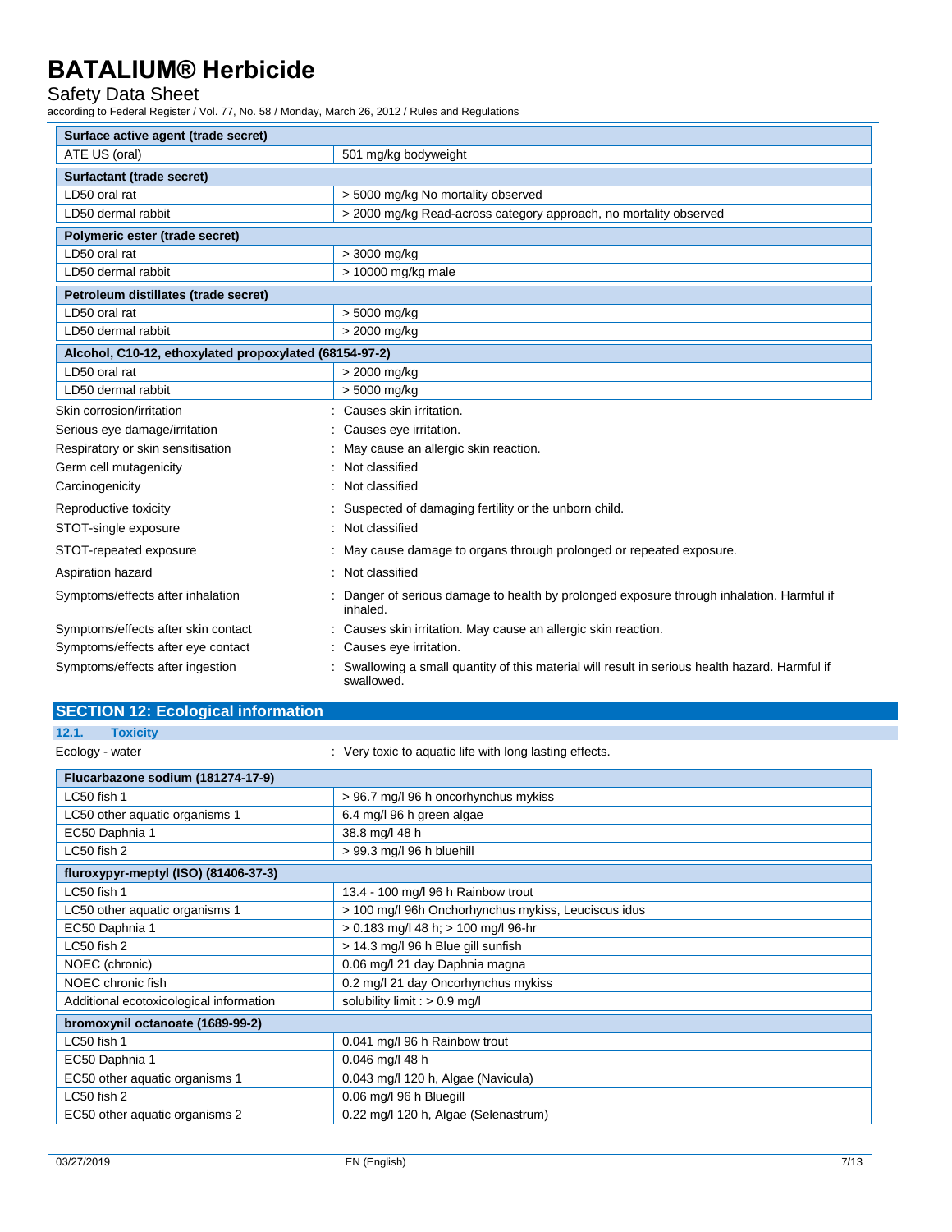| Surface active agent (trade secret) | |
|---|---|
| ATE US (oral) | 501 mg/kg bodyweight |

| Surfactant (trade secret) | |
|---|---|
| LD50 oral rat | > 5000 mg/kg No mortality observed |
| LD50 dermal rabbit | > 2000 mg/kg Read-across category approach, no mortality observed |

| Polymeric ester (trade secret) | |
|---|---|
| LD50 oral rat | > 3000 mg/kg |
| LD50 dermal rabbit | > 10000 mg/kg male |

| Petroleum distillates (trade secret) | |
|---|---|
| LD50 oral rat | > 5000 mg/kg |
| LD50 dermal rabbit | > 2000 mg/kg |

| Alcohol, C10-12, ethoxylated propoxylated (68154-97-2) | |
|---|---|
| LD50 oral rat | > 2000 mg/kg |
| LD50 dermal rabbit | > 5000 mg/kg |

Skin corrosion/irritation : Causes skin irritation.

Serious eye damage/irritation : Causes eye irritation.

Respiratory or skin sensitisation : May cause an allergic skin reaction.

Germ cell mutagenicity : Not classified

Carcinogenicity : Not classified

Reproductive toxicity : Suspected of damaging fertility or the unborn child.

STOT-single exposure : Not classified

STOT-repeated exposure : May cause damage to organs through prolonged or repeated exposure.

Aspiration hazard : Not classified

Symptoms/effects after inhalation : Danger of serious damage to health by prolonged exposure through inhalation. Harmful if inhaled.

Symptoms/effects after skin contact : Causes skin irritation. May cause an allergic skin reaction.

Symptoms/effects after eye contact : Causes eye irritation.

Symptoms/effects after ingestion : Swallowing a small quantity of this material will result in serious health hazard. Harmful if swallowed.

## SECTION 12: Ecological information

### 12.1. Toxicity

Ecology - water : Very toxic to aquatic life with long lasting effects.

| Flucarbazone sodium (181274-17-9) | |
|---|---|
| LC50 fish 1 | > 96.7 mg/l 96 h oncorhynchus mykiss |
| LC50 other aquatic organisms 1 | 6.4 mg/l 96 h green algae |
| EC50 Daphnia 1 | 38.8 mg/l 48 h |
| LC50 fish 2 | > 99.3 mg/l 96 h bluehill |

| fluroxypyr-meptyl (ISO) (81406-37-3) | |
|---|---|
| LC50 fish 1 | 13.4 - 100 mg/l 96 h Rainbow trout |
| LC50 other aquatic organisms 1 | > 100 mg/l 96h Onchorhynchus mykiss, Leuciscus idus |
| EC50 Daphnia 1 | > 0.183 mg/l 48 h; > 100 mg/l 96-hr |
| LC50 fish 2 | > 14.3 mg/l 96 h Blue gill sunfish |
| NOEC (chronic) | 0.06 mg/l 21 day Daphnia magna |
| NOEC chronic fish | 0.2 mg/l 21 day Oncorhynchus mykiss |
| Additional ecotoxicological information | solubility limit : > 0.9 mg/l |

| bromoxynil octanoate (1689-99-2) | |
|---|---|
| LC50 fish 1 | 0.041 mg/l 96 h Rainbow trout |
| EC50 Daphnia 1 | 0.046 mg/l 48 h |
| EC50 other aquatic organisms 1 | 0.043 mg/l 120 h, Algae (Navicula) |
| LC50 fish 2 | 0.06 mg/l 96 h Bluegill |
| EC50 other aquatic organisms 2 | 0.22 mg/l 120 h, Algae (Selenastrum) |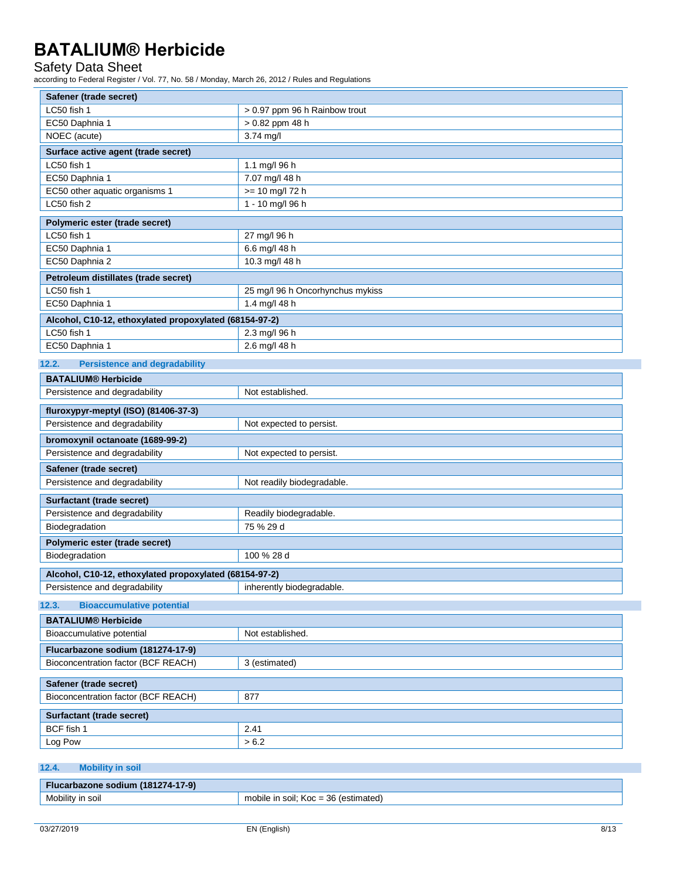| Safener (trade secret) | |
|---|---|
| LC50 fish 1 | > 0.97 ppm 96 h Rainbow trout |
| EC50 Daphnia 1 | > 0.82 ppm 48 h |
| NOEC (acute) | 3.74 mg/l |

| Surface active agent (trade secret) | |
|---|---|
| LC50 fish 1 | 1.1 mg/l 96 h |
| EC50 Daphnia 1 | 7.07 mg/l 48 h |
| EC50 other aquatic organisms 1 | >= 10 mg/l 72 h |
| LC50 fish 2 | 1 - 10 mg/l 96 h |

| Polymeric ester (trade secret) | |
|---|---|
| LC50 fish 1 | 27 mg/l 96 h |
| EC50 Daphnia 1 | 6.6 mg/l 48 h |
| EC50 Daphnia 2 | 10.3 mg/l 48 h |

| Petroleum distillates (trade secret) | |
|---|---|
| LC50 fish 1 | 25 mg/l 96 h Oncorhynchus mykiss |
| EC50 Daphnia 1 | 1.4 mg/l 48 h |

| Alcohol, C10-12, ethoxylated propoxylated (68154-97-2) | |
|---|---|
| LC50 fish 1 | 2.3 mg/l 96 h |
| EC50 Daphnia 1 | 2.6 mg/l 48 h |

## 12.2. Persistence and degradability

| BATALIUM® Herbicide | |
|---|---|
| Persistence and degradability | Not established. |

| fluroxypyr-meptyl (ISO) (81406-37-3) | |
|---|---|
| Persistence and degradability | Not expected to persist. |

| bromoxynil octanoate (1689-99-2) | |
|---|---|
| Persistence and degradability | Not expected to persist. |

| Safener (trade secret) | |
|---|---|
| Persistence and degradability | Not readily biodegradable. |

| Surfactant (trade secret) | |
|---|---|
| Persistence and degradability | Readily biodegradable. |
| Biodegradation | 75 % 29 d |

| Polymeric ester (trade secret) | |
|---|---|
| Biodegradation | 100 % 28 d |

| Alcohol, C10-12, ethoxylated propoxylated (68154-97-2) | |
|---|---|
| Persistence and degradability | inherently biodegradable. |

## 12.3. Bioaccumulative potential

| BATALIUM® Herbicide | |
|---|---|
| Bioaccumulative potential | Not established. |

| Flucarbazone sodium (181274-17-9) | |
|---|---|
| Bioconcentration factor (BCF REACH) | 3 (estimated) |

| Safener (trade secret) | |
|---|---|
| Bioconcentration factor (BCF REACH) | 877 |

| Surfactant (trade secret) | |
|---|---|
| BCF fish 1 | 2.41 |
| Log Pow | > 6.2 |

## 12.4. Mobility in soil

| Flucarbazone sodium (181274-17-9) | |
|---|---|
| Mobility in soil | mobile in soil; Koc = 36 (estimated) |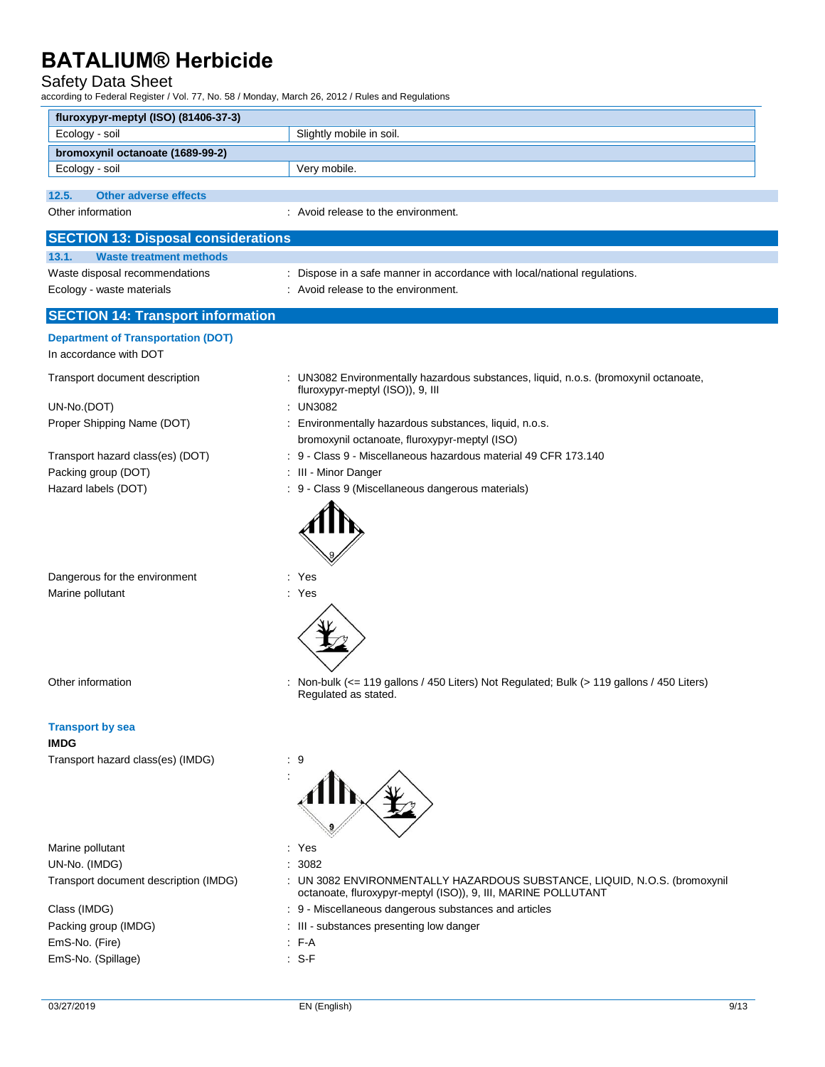| fluroxypyr-meptyl (ISO) (81406-37-3) | |
|---|---|
| Ecology - soil | Slightly mobile in soil. |

| bromoxynil octanoate (1689-99-2) | |
|---|---|
| Ecology - soil | Very mobile. |

### 12.5. Other adverse effects

Other information : Avoid release to the environment.

## SECTION 13: Disposal considerations

### 13.1. Waste treatment methods

Waste disposal recommendations : Dispose in a safe manner in accordance with local/national regulations.

Ecology - waste materials : Avoid release to the environment.

## SECTION 14: Transport information

### Department of Transportation (DOT)

In accordance with DOT

Transport document description : UN3082 Environmentally hazardous substances, liquid, n.o.s. (bromoxynil octanoate, fluroxypyr-meptyl (ISO)), 9, III

UN-No.(DOT) : UN3082

Proper Shipping Name (DOT) : Environmentally hazardous substances, liquid, n.o.s.
bromoxynil octanoate, fluroxypyr-meptyl (ISO)

Transport hazard class(es) (DOT) : 9 - Class 9 - Miscellaneous hazardous material 49 CFR 173.140

Packing group (DOT) : III - Minor Danger

Hazard labels (DOT) : 9 - Class 9 (Miscellaneous dangerous materials)

Dangerous for the environment : Yes

Marine pollutant : Yes

Other information : Non-bulk (<= 119 gallons / 450 Liters) Not Regulated; Bulk (> 119 gallons / 450 Liters) Regulated as stated.

### Transport by sea

**IMDG**

Transport hazard class(es) (IMDG) : 9

Marine pollutant : Yes

UN-No. (IMDG) : 3082

Transport document description (IMDG) : UN 3082 ENVIRONMENTALLY HAZARDOUS SUBSTANCE, LIQUID, N.O.S. (bromoxynil octanoate, fluroxypyr-meptyl (ISO)), 9, III, MARINE POLLUTANT

Class (IMDG) : 9 - Miscellaneous dangerous substances and articles

Packing group (IMDG) : III - substances presenting low danger

EmS-No. (Fire) : F-A

EmS-No. (Spillage) : S-F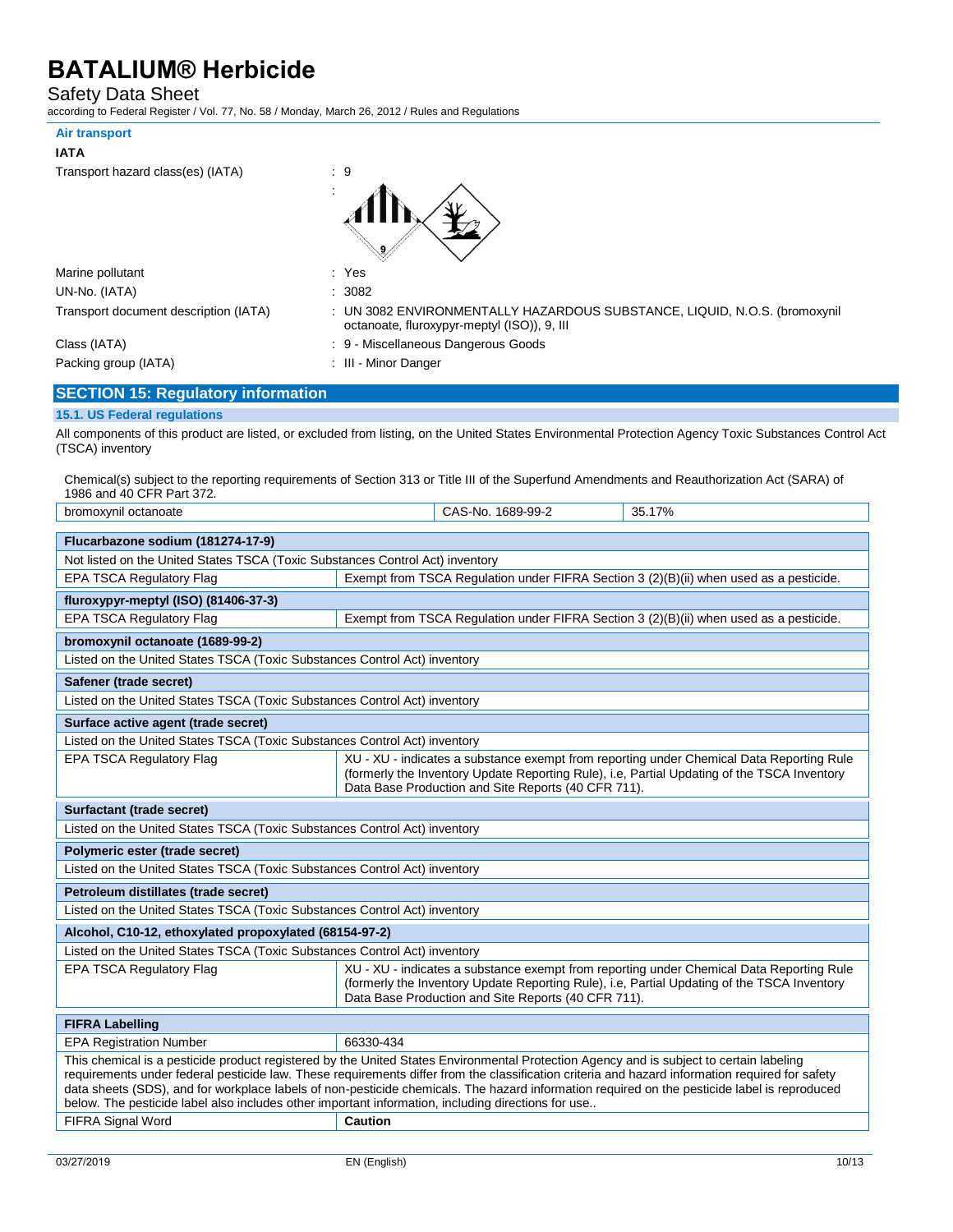**Air transport**

**IATA**

Transport hazard class(es) (IATA) : 9

:

Marine pollutant : Yes

UN-No. (IATA) : 3082

Transport document description (IATA) : UN 3082 ENVIRONMENTALLY HAZARDOUS SUBSTANCE, LIQUID, N.O.S. (bromoxynil octanoate, fluroxypyr-meptyl (ISO)), 9, III

Class (IATA) : 9 - Miscellaneous Dangerous Goods

Packing group (IATA) : III - Minor Danger

## SECTION 15: Regulatory information

### 15.1. US Federal regulations

All components of this product are listed, or excluded from listing, on the United States Environmental Protection Agency Toxic Substances Control Act (TSCA) inventory

Chemical(s) subject to the reporting requirements of Section 313 or Title III of the Superfund Amendments and Reauthorization Act (SARA) of 1986 and 40 CFR Part 372.

| | | |
|---|---|---|
| bromoxynil octanoate | CAS-No. 1689-99-2 | 35.17% |

| | |
|---|---|
| **Flucarbazone sodium (181274-17-9)** | |
| Not listed on the United States TSCA (Toxic Substances Control Act) inventory | |
| EPA TSCA Regulatory Flag | Exempt from TSCA Regulation under FIFRA Section 3 (2)(B)(ii) when used as a pesticide. |
| **fluroxypyr-meptyl (ISO) (81406-37-3)** | |
| EPA TSCA Regulatory Flag | Exempt from TSCA Regulation under FIFRA Section 3 (2)(B)(ii) when used as a pesticide. |
| **bromoxynil octanoate (1689-99-2)** | |
| Listed on the United States TSCA (Toxic Substances Control Act) inventory | |
| **Safener (trade secret)** | |
| Listed on the United States TSCA (Toxic Substances Control Act) inventory | |
| **Surface active agent (trade secret)** | |
| Listed on the United States TSCA (Toxic Substances Control Act) inventory | |
| EPA TSCA Regulatory Flag | XU - XU - indicates a substance exempt from reporting under Chemical Data Reporting Rule (formerly the Inventory Update Reporting Rule), i.e, Partial Updating of the TSCA Inventory Data Base Production and Site Reports (40 CFR 711). |
| **Surfactant (trade secret)** | |
| Listed on the United States TSCA (Toxic Substances Control Act) inventory | |
| **Polymeric ester (trade secret)** | |
| Listed on the United States TSCA (Toxic Substances Control Act) inventory | |
| **Petroleum distillates (trade secret)** | |
| Listed on the United States TSCA (Toxic Substances Control Act) inventory | |
| **Alcohol, C10-12, ethoxylated propoxylated (68154-97-2)** | |
| Listed on the United States TSCA (Toxic Substances Control Act) inventory | |
| EPA TSCA Regulatory Flag | XU - XU - indicates a substance exempt from reporting under Chemical Data Reporting Rule (formerly the Inventory Update Reporting Rule), i.e, Partial Updating of the TSCA Inventory Data Base Production and Site Reports (40 CFR 711). |

| | |
|---|---|
| **FIFRA Labelling** | |
| EPA Registration Number | 66330-434 |
| This chemical is a pesticide product registered by the United States Environmental Protection Agency and is subject to certain labeling requirements under federal pesticide law. These requirements differ from the classification criteria and hazard information required for safety data sheets (SDS), and for workplace labels of non-pesticide chemicals. The hazard information required on the pesticide label is reproduced below. The pesticide label also includes other important information, including directions for use.. | |
| FIFRA Signal Word | **Caution** |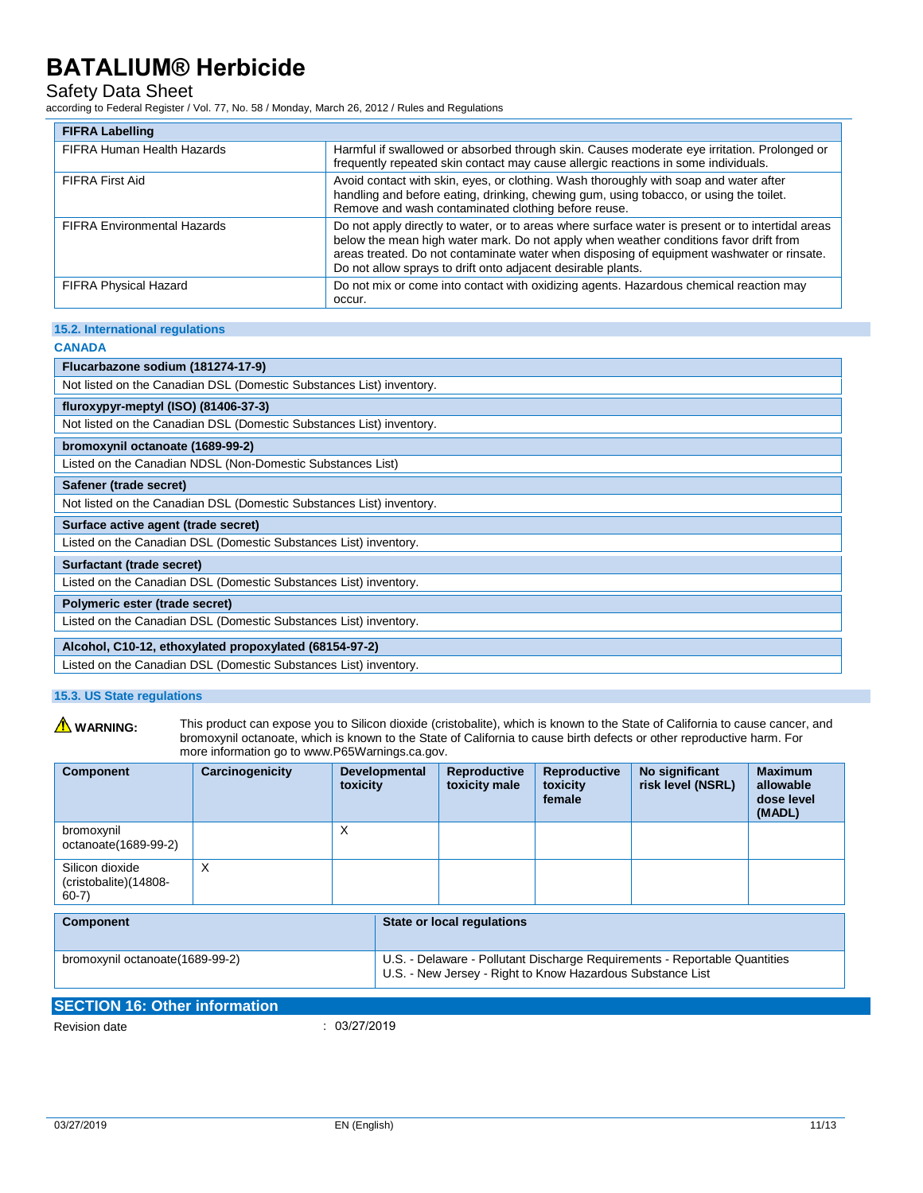| FIFRA Labelling | |
|---|---|
| FIFRA Human Health Hazards | Harmful if swallowed or absorbed through skin. Causes moderate eye irritation. Prolonged or frequently repeated skin contact may cause allergic reactions in some individuals. |
| FIFRA First Aid | Avoid contact with skin, eyes, or clothing. Wash thoroughly with soap and water after handling and before eating, drinking, chewing gum, using tobacco, or using the toilet. Remove and wash contaminated clothing before reuse. |
| FIFRA Environmental Hazards | Do not apply directly to water, or to areas where surface water is present or to intertidal areas below the mean high water mark. Do not apply when weather conditions favor drift from areas treated. Do not contaminate water when disposing of equipment washwater or rinsate. Do not allow sprays to drift onto adjacent desirable plants. |
| FIFRA Physical Hazard | Do not mix or come into contact with oxidizing agents. Hazardous chemical reaction may occur. |

### 15.2. International regulations

**CANADA**

| Flucarbazone sodium (181274-17-9) |
|---|
| Not listed on the Canadian DSL (Domestic Substances List) inventory. |

| fluroxypyr-meptyl (ISO) (81406-37-3) |
|---|
| Not listed on the Canadian DSL (Domestic Substances List) inventory. |

| bromoxynil octanoate (1689-99-2) |
|---|
| Listed on the Canadian NDSL (Non-Domestic Substances List) |

| Safener (trade secret) |
|---|
| Not listed on the Canadian DSL (Domestic Substances List) inventory. |

| Surface active agent (trade secret) |
|---|
| Listed on the Canadian DSL (Domestic Substances List) inventory. |

| Surfactant (trade secret) |
|---|
| Listed on the Canadian DSL (Domestic Substances List) inventory. |

| Polymeric ester (trade secret) |
|---|
| Listed on the Canadian DSL (Domestic Substances List) inventory. |

| Alcohol, C10-12, ethoxylated propoxylated (68154-97-2) |
|---|
| Listed on the Canadian DSL (Domestic Substances List) inventory. |

### 15.3. US State regulations

**WARNING:** This product can expose you to Silicon dioxide (cristobalite), which is known to the State of California to cause cancer, and bromoxynil octanoate, which is known to the State of California to cause birth defects or other reproductive harm. For more information go to www.P65Warnings.ca.gov.

| Component | Carcinogenicity | Developmental toxicity | Reproductive toxicity male | Reproductive toxicity female | No significant risk level (NSRL) | Maximum allowable dose level (MADL) |
|---|---|---|---|---|---|---|
| bromoxynil octanoate(1689-99-2) | | X | | | | |
| Silicon dioxide (cristobalite)(14808-60-7) | X | | | | | |

| Component | State or local regulations |
|---|---|
| bromoxynil octanoate(1689-99-2) | U.S. - Delaware - Pollutant Discharge Requirements - Reportable Quantities<br>U.S. - New Jersey - Right to Know Hazardous Substance List |

## SECTION 16: Other information

Revision date : 03/27/2019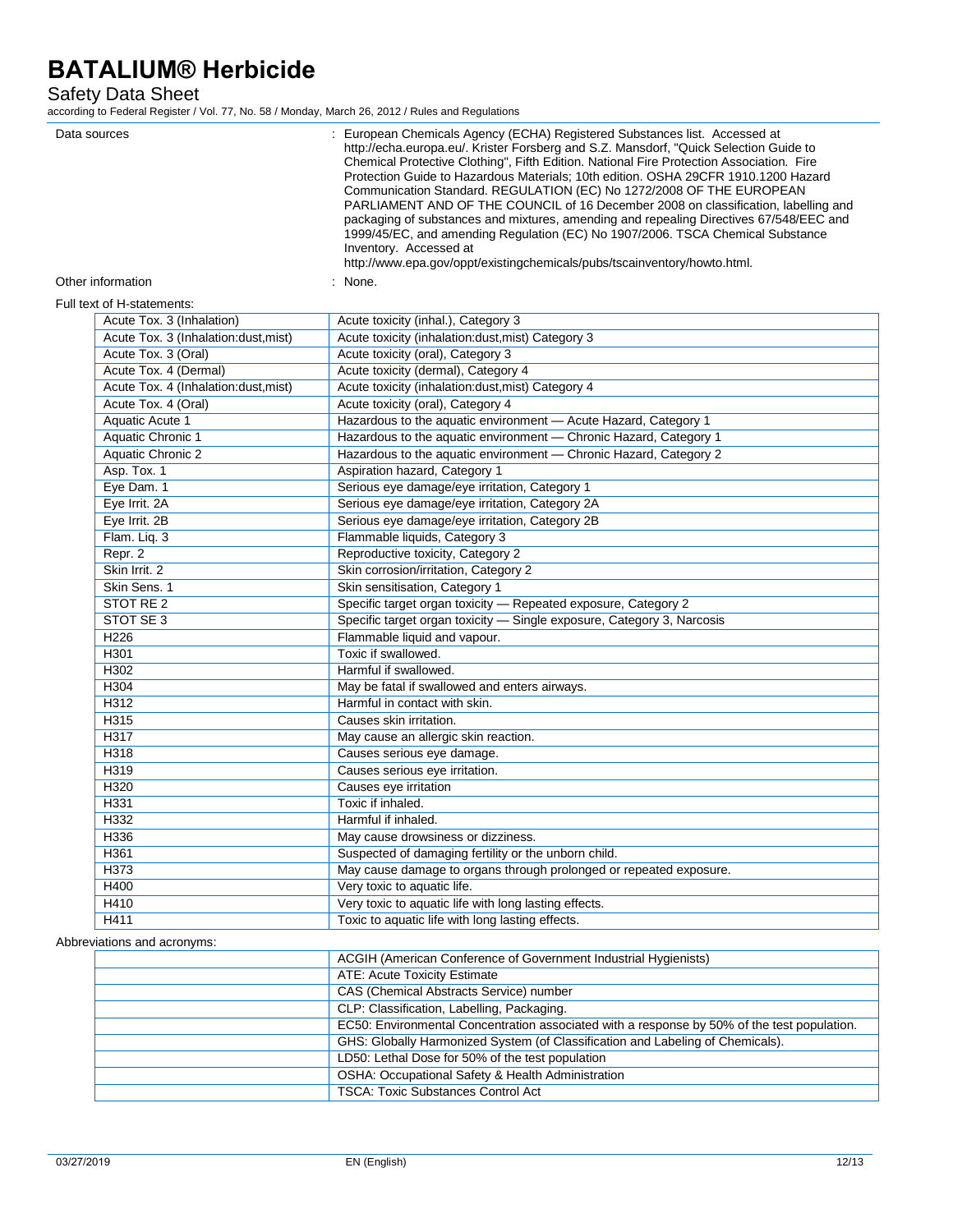Data sources : European Chemicals Agency (ECHA) Registered Substances list. Accessed at http://echa.europa.eu/. Krister Forsberg and S.Z. Mansdorf, "Quick Selection Guide to Chemical Protective Clothing", Fifth Edition. National Fire Protection Association. Fire Protection Guide to Hazardous Materials; 10th edition. OSHA 29CFR 1910.1200 Hazard Communication Standard. REGULATION (EC) No 1272/2008 OF THE EUROPEAN PARLIAMENT AND OF THE COUNCIL of 16 December 2008 on classification, labelling and packaging of substances and mixtures, amending and repealing Directives 67/548/EEC and 1999/45/EC, and amending Regulation (EC) No 1907/2006. TSCA Chemical Substance Inventory. Accessed at http://www.epa.gov/oppt/existingchemicals/pubs/tscainventory/howto.html.

Other information : None.

Full text of H-statements:

| | |
|---|---|
| Acute Tox. 3 (Inhalation) | Acute toxicity (inhal.), Category 3 |
| Acute Tox. 3 (Inhalation:dust,mist) | Acute toxicity (inhalation:dust,mist) Category 3 |
| Acute Tox. 3 (Oral) | Acute toxicity (oral), Category 3 |
| Acute Tox. 4 (Dermal) | Acute toxicity (dermal), Category 4 |
| Acute Tox. 4 (Inhalation:dust,mist) | Acute toxicity (inhalation:dust,mist) Category 4 |
| Acute Tox. 4 (Oral) | Acute toxicity (oral), Category 4 |
| Aquatic Acute 1 | Hazardous to the aquatic environment — Acute Hazard, Category 1 |
| Aquatic Chronic 1 | Hazardous to the aquatic environment — Chronic Hazard, Category 1 |
| Aquatic Chronic 2 | Hazardous to the aquatic environment — Chronic Hazard, Category 2 |
| Asp. Tox. 1 | Aspiration hazard, Category 1 |
| Eye Dam. 1 | Serious eye damage/eye irritation, Category 1 |
| Eye Irrit. 2A | Serious eye damage/eye irritation, Category 2A |
| Eye Irrit. 2B | Serious eye damage/eye irritation, Category 2B |
| Flam. Liq. 3 | Flammable liquids, Category 3 |
| Repr. 2 | Reproductive toxicity, Category 2 |
| Skin Irrit. 2 | Skin corrosion/irritation, Category 2 |
| Skin Sens. 1 | Skin sensitisation, Category 1 |
| STOT RE 2 | Specific target organ toxicity — Repeated exposure, Category 2 |
| STOT SE 3 | Specific target organ toxicity — Single exposure, Category 3, Narcosis |
| H226 | Flammable liquid and vapour. |
| H301 | Toxic if swallowed. |
| H302 | Harmful if swallowed. |
| H304 | May be fatal if swallowed and enters airways. |
| H312 | Harmful in contact with skin. |
| H315 | Causes skin irritation. |
| H317 | May cause an allergic skin reaction. |
| H318 | Causes serious eye damage. |
| H319 | Causes serious eye irritation. |
| H320 | Causes eye irritation |
| H331 | Toxic if inhaled. |
| H332 | Harmful if inhaled. |
| H336 | May cause drowsiness or dizziness. |
| H361 | Suspected of damaging fertility or the unborn child. |
| H373 | May cause damage to organs through prolonged or repeated exposure. |
| H400 | Very toxic to aquatic life. |
| H410 | Very toxic to aquatic life with long lasting effects. |
| H411 | Toxic to aquatic life with long lasting effects. |

Abbreviations and acronyms:

| | |
|---|---|
| | ACGIH (American Conference of Government Industrial Hygienists) |
| | ATE: Acute Toxicity Estimate |
| | CAS (Chemical Abstracts Service) number |
| | CLP: Classification, Labelling, Packaging. |
| | EC50: Environmental Concentration associated with a response by 50% of the test population. |
| | GHS: Globally Harmonized System (of Classification and Labeling of Chemicals). |
| | LD50: Lethal Dose for 50% of the test population |
| | OSHA: Occupational Safety & Health Administration |
| | TSCA: Toxic Substances Control Act |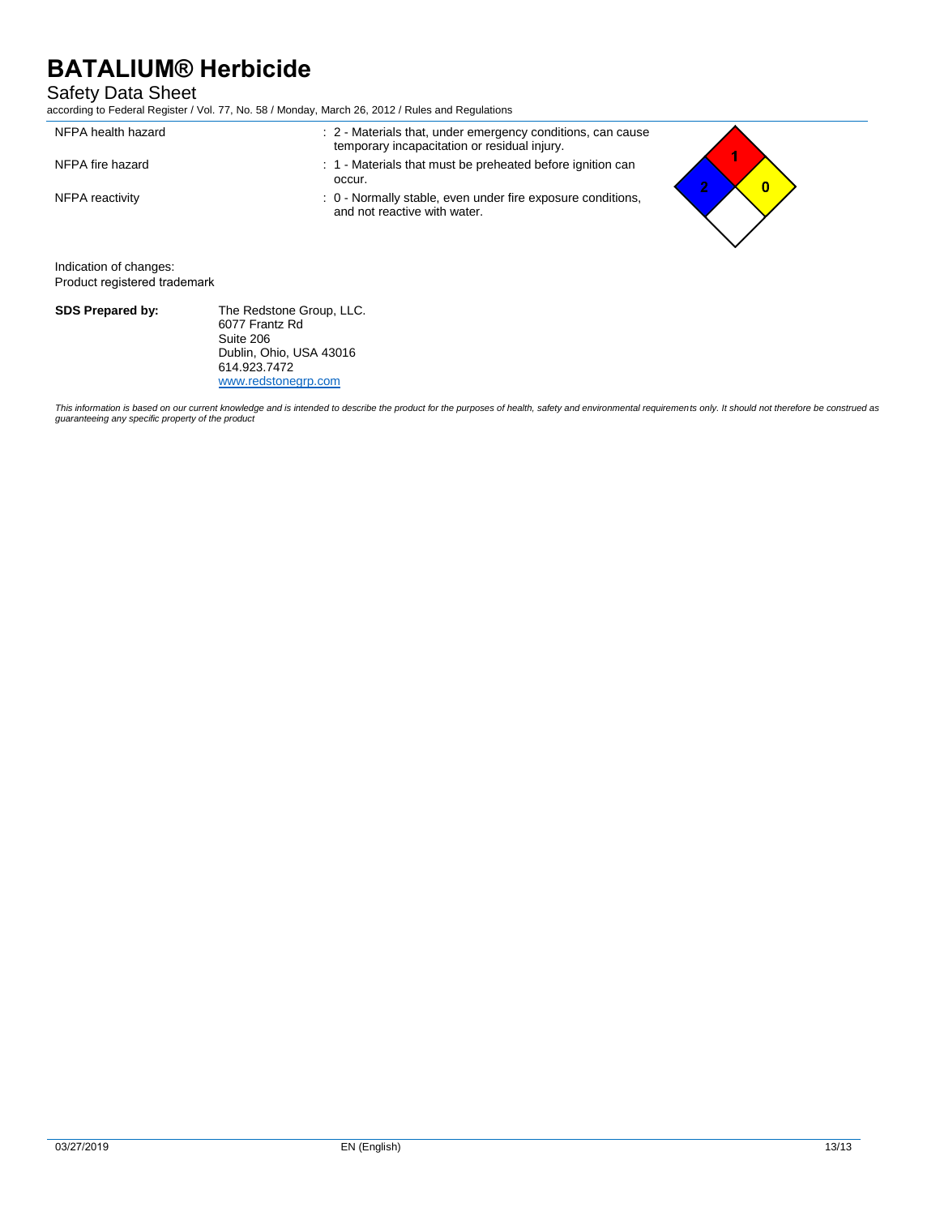| | |
|---|---|
| NFPA health hazard | : 2 - Materials that, under emergency conditions, can cause temporary incapacitation or residual injury. |
| NFPA fire hazard | : 1 - Materials that must be preheated before ignition can occur. |
| NFPA reactivity | : 0 - Normally stable, even under fire exposure conditions, and not reactive with water. |

1

2 0

Indication of changes:
Product registered trademark

**SDS Prepared by:** The Redstone Group, LLC.
6077 Frantz Rd
Suite 206
Dublin, Ohio, USA 43016
614.923.7472
www.redstonegrp.com

*This information is based on our current knowledge and is intended to describe the product for the purposes of health, safety and environmental requirements only. It should not therefore be construed as guaranteeing any specific property of the product*